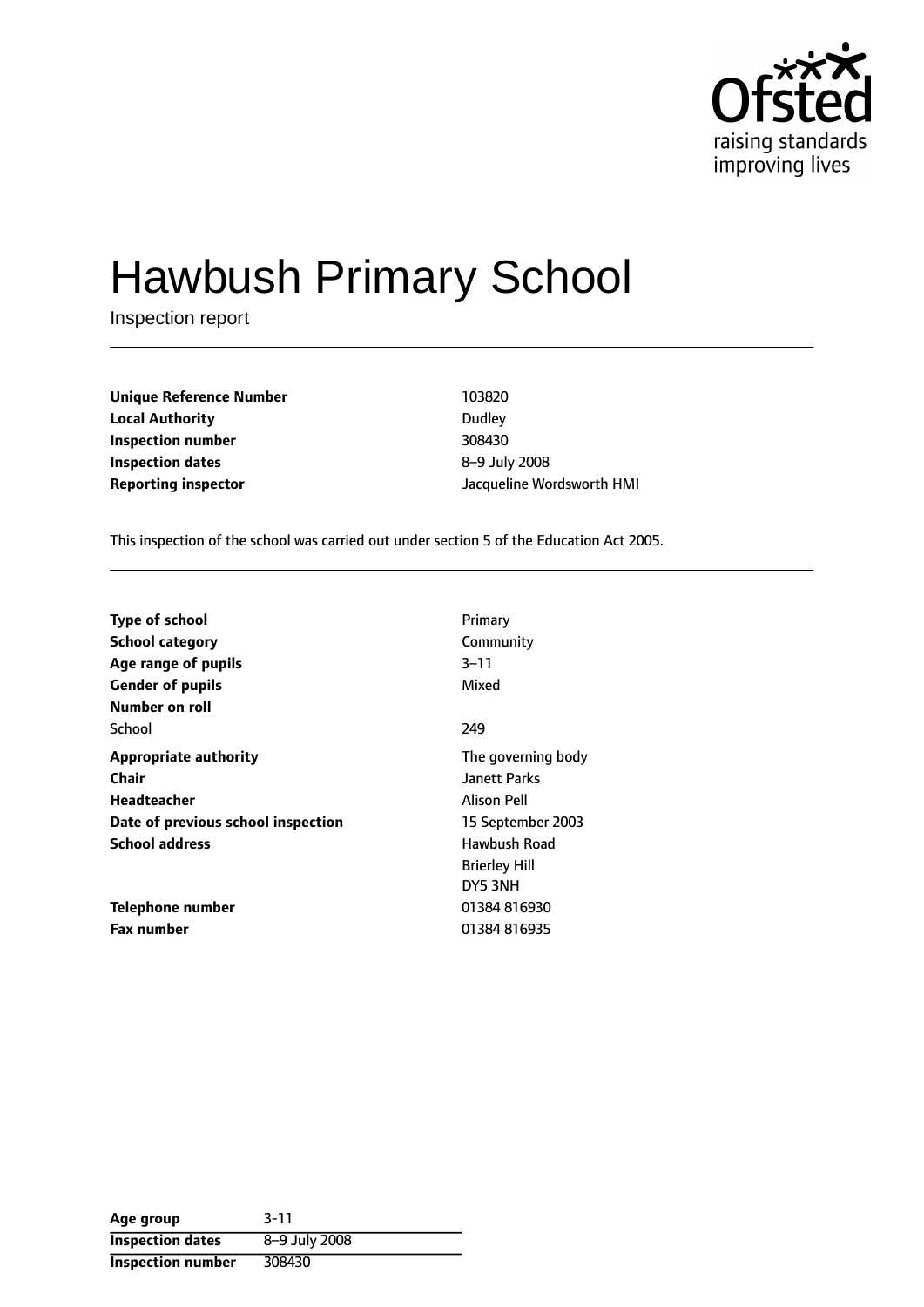Ofsted
raising standards
improving lives

# Hawbush Primary School

Inspection report

| | |
|---|---|
| **Unique Reference Number** | 103820 |
| **Local Authority** | Dudley |
| **Inspection number** | 308430 |
| **Inspection dates** | 8–9 July 2008 |
| **Reporting inspector** | Jacqueline Wordsworth HMI |

This inspection of the school was carried out under section 5 of the Education Act 2005.

| | |
|---|---|
| **Type of school** | Primary |
| **School category** | Community |
| **Age range of pupils** | 3–11 |
| **Gender of pupils** | Mixed |
| **Number on roll** | |
| School | 249 |
| **Appropriate authority** | The governing body |
| **Chair** | Janett Parks |
| **Headteacher** | Alison Pell |
| **Date of previous school inspection** | 15 September 2003 |
| **School address** | Hawbush Road<br>Brierley Hill<br>DY5 3NH |
| **Telephone number** | 01384 816930 |
| **Fax number** | 01384 816935 |

| | |
|---|---|
| **Age group** | 3-11 |
| **Inspection dates** | 8–9 July 2008 |
| **Inspection number** | 308430 |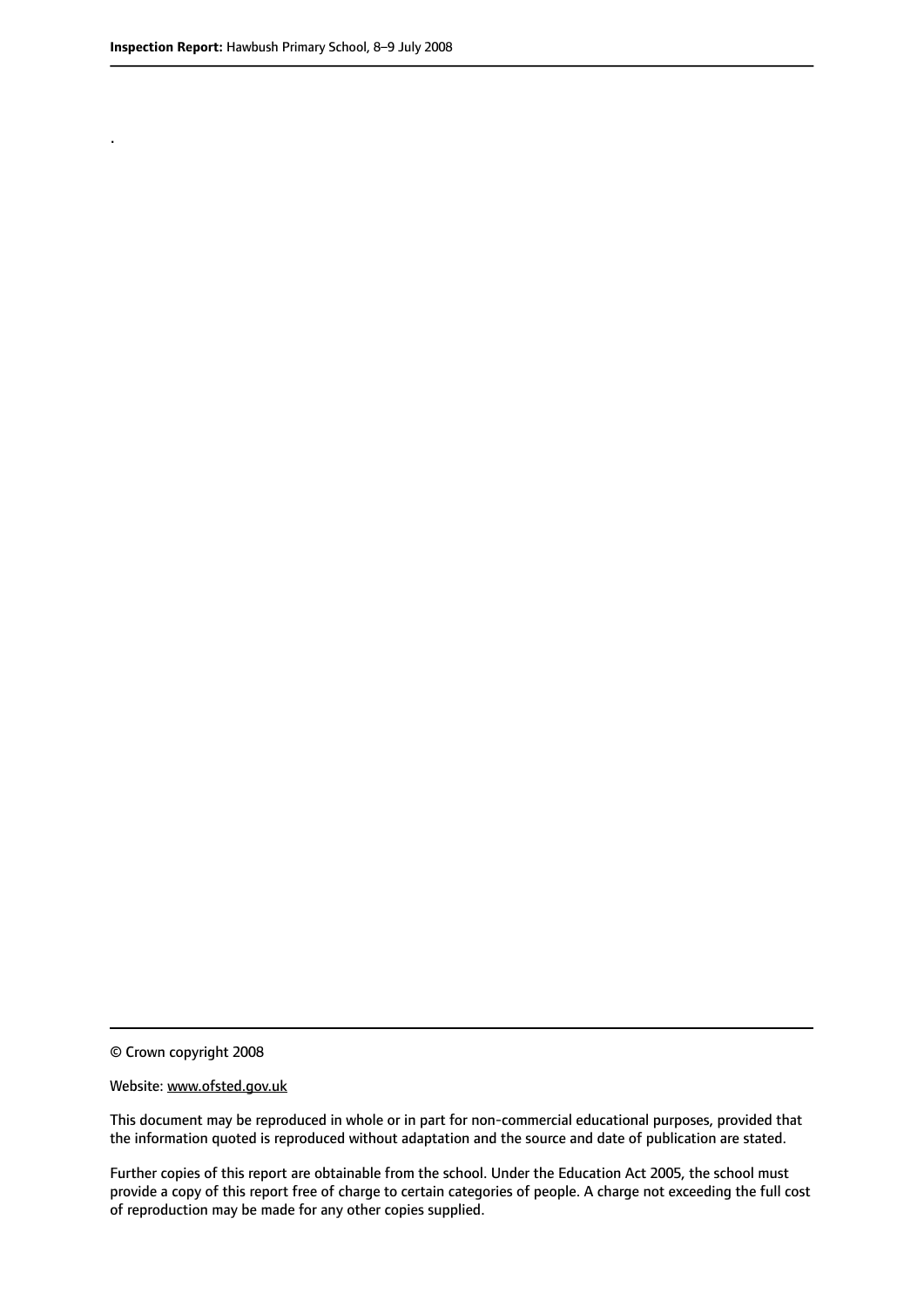.

© Crown copyright 2008

Website: www.ofsted.gov.uk

This document may be reproduced in whole or in part for non-commercial educational purposes, provided that the information quoted is reproduced without adaptation and the source and date of publication are stated.

Further copies of this report are obtainable from the school. Under the Education Act 2005, the school must provide a copy of this report free of charge to certain categories of people. A charge not exceeding the full cost of reproduction may be made for any other copies supplied.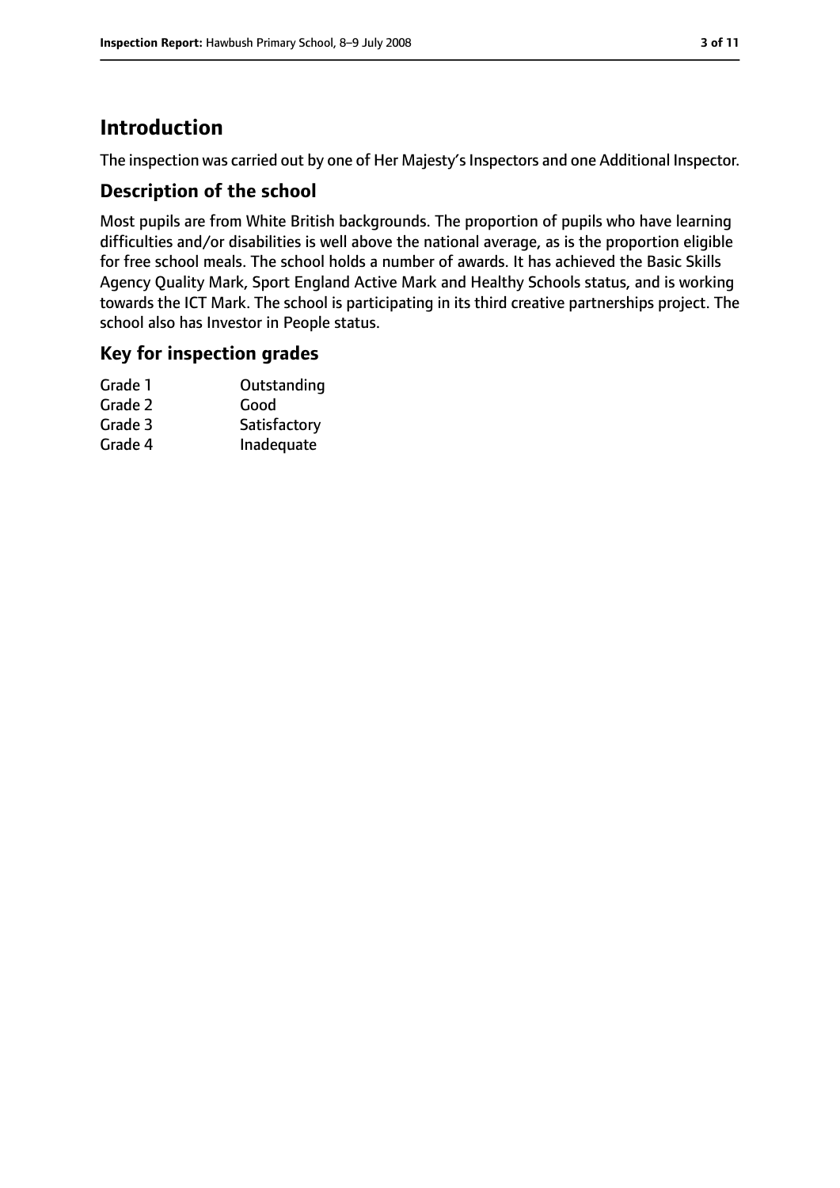# Introduction

The inspection was carried out by one of Her Majesty's Inspectors and one Additional Inspector.

## Description of the school

Most pupils are from White British backgrounds. The proportion of pupils who have learning difficulties and/or disabilities is well above the national average, as is the proportion eligible for free school meals. The school holds a number of awards. It has achieved the Basic Skills Agency Quality Mark, Sport England Active Mark and Healthy Schools status, and is working towards the ICT Mark. The school is participating in its third creative partnerships project. The school also has Investor in People status.

## Key for inspection grades

| | |
|---|---|
| Grade 1 | Outstanding |
| Grade 2 | Good |
| Grade 3 | Satisfactory |
| Grade 4 | Inadequate |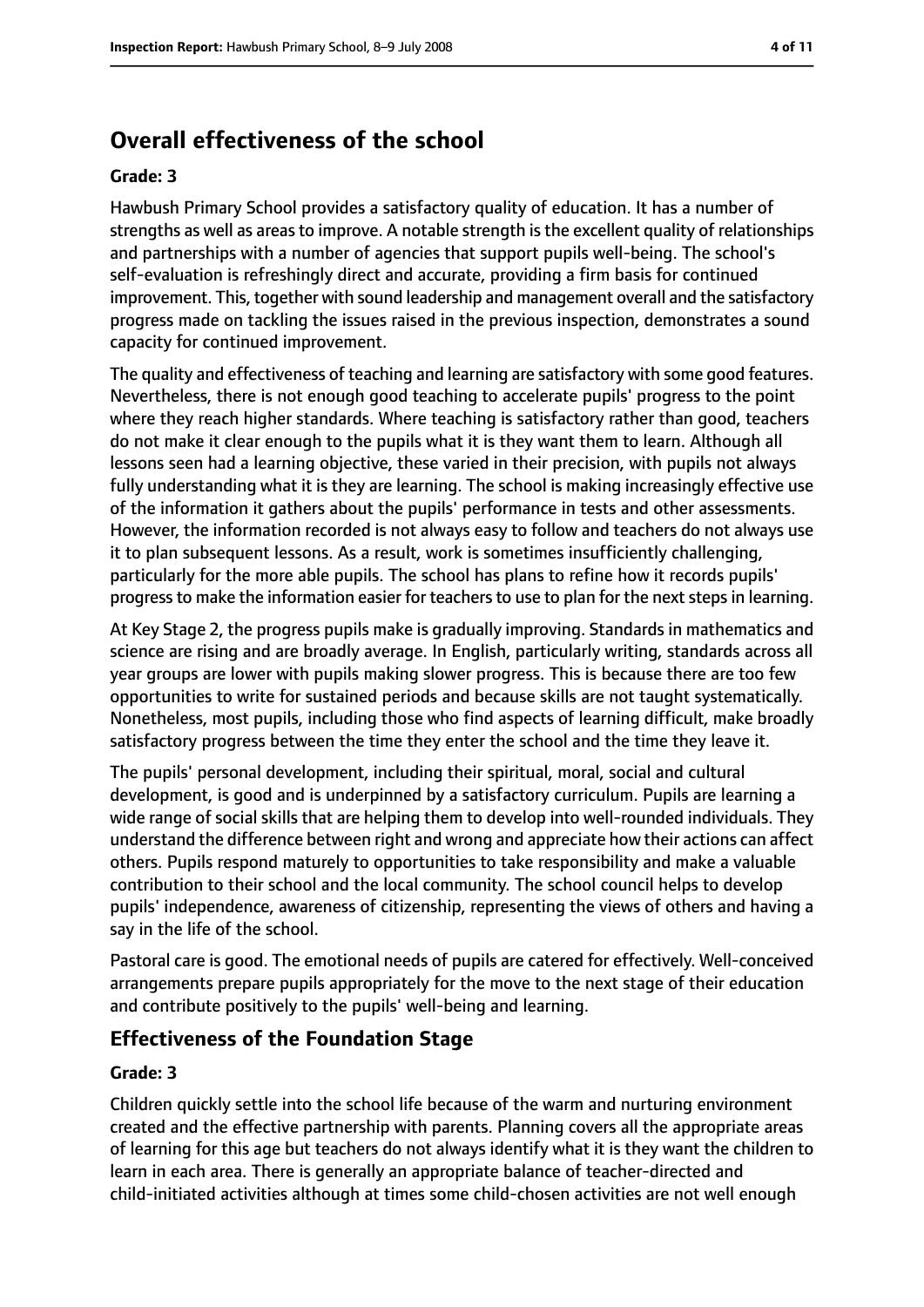## Overall effectiveness of the school

### Grade: 3

Hawbush Primary School provides a satisfactory quality of education. It has a number of strengths as well as areas to improve. A notable strength is the excellent quality of relationships and partnerships with a number of agencies that support pupils well-being. The school's self-evaluation is refreshingly direct and accurate, providing a firm basis for continued improvement. This, together with sound leadership and management overall and the satisfactory progress made on tackling the issues raised in the previous inspection, demonstrates a sound capacity for continued improvement.

The quality and effectiveness of teaching and learning are satisfactory with some good features. Nevertheless, there is not enough good teaching to accelerate pupils' progress to the point where they reach higher standards. Where teaching is satisfactory rather than good, teachers do not make it clear enough to the pupils what it is they want them to learn. Although all lessons seen had a learning objective, these varied in their precision, with pupils not always fully understanding what it is they are learning. The school is making increasingly effective use of the information it gathers about the pupils' performance in tests and other assessments. However, the information recorded is not always easy to follow and teachers do not always use it to plan subsequent lessons. As a result, work is sometimes insufficiently challenging, particularly for the more able pupils. The school has plans to refine how it records pupils' progress to make the information easier for teachers to use to plan for the next steps in learning.

At Key Stage 2, the progress pupils make is gradually improving. Standards in mathematics and science are rising and are broadly average. In English, particularly writing, standards across all year groups are lower with pupils making slower progress. This is because there are too few opportunities to write for sustained periods and because skills are not taught systematically. Nonetheless, most pupils, including those who find aspects of learning difficult, make broadly satisfactory progress between the time they enter the school and the time they leave it.

The pupils' personal development, including their spiritual, moral, social and cultural development, is good and is underpinned by a satisfactory curriculum. Pupils are learning a wide range of social skills that are helping them to develop into well-rounded individuals. They understand the difference between right and wrong and appreciate how their actions can affect others. Pupils respond maturely to opportunities to take responsibility and make a valuable contribution to their school and the local community. The school council helps to develop pupils' independence, awareness of citizenship, representing the views of others and having a say in the life of the school.

Pastoral care is good. The emotional needs of pupils are catered for effectively. Well-conceived arrangements prepare pupils appropriately for the move to the next stage of their education and contribute positively to the pupils' well-being and learning.

## Effectiveness of the Foundation Stage

### Grade: 3

Children quickly settle into the school life because of the warm and nurturing environment created and the effective partnership with parents. Planning covers all the appropriate areas of learning for this age but teachers do not always identify what it is they want the children to learn in each area. There is generally an appropriate balance of teacher-directed and child-initiated activities although at times some child-chosen activities are not well enough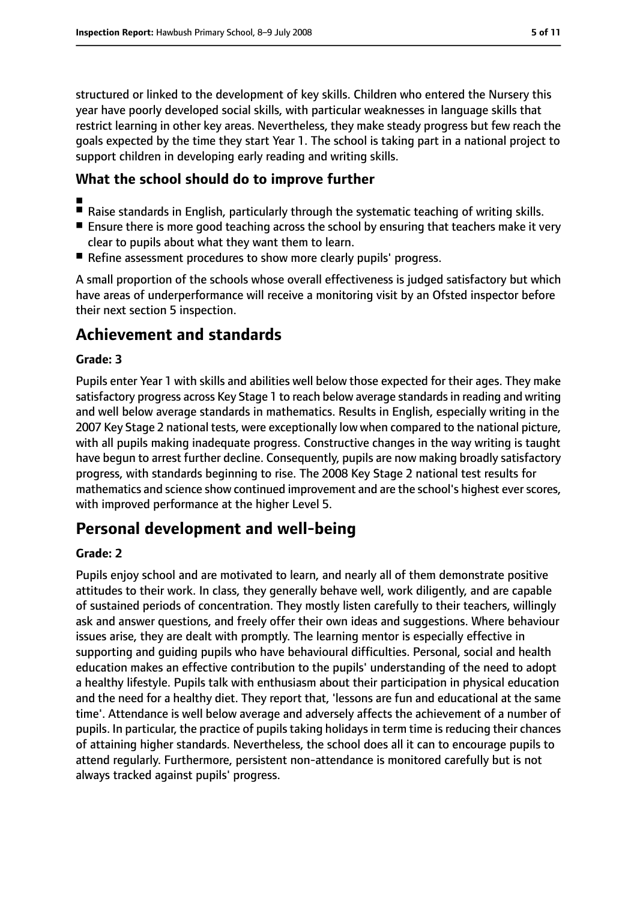structured or linked to the development of key skills. Children who entered the Nursery this year have poorly developed social skills, with particular weaknesses in language skills that restrict learning in other key areas. Nevertheless, they make steady progress but few reach the goals expected by the time they start Year 1. The school is taking part in a national project to support children in developing early reading and writing skills.

## What the school should do to improve further

- Raise standards in English, particularly through the systematic teaching of writing skills.
- Ensure there is more good teaching across the school by ensuring that teachers make it very clear to pupils about what they want them to learn.
- Refine assessment procedures to show more clearly pupils' progress.

A small proportion of the schools whose overall effectiveness is judged satisfactory but which have areas of underperformance will receive a monitoring visit by an Ofsted inspector before their next section 5 inspection.

# Achievement and standards

### Grade: 3

Pupils enter Year 1 with skills and abilities well below those expected for their ages. They make satisfactory progress across Key Stage 1 to reach below average standards in reading and writing and well below average standards in mathematics. Results in English, especially writing in the 2007 Key Stage 2 national tests, were exceptionally low when compared to the national picture, with all pupils making inadequate progress. Constructive changes in the way writing is taught have begun to arrest further decline. Consequently, pupils are now making broadly satisfactory progress, with standards beginning to rise. The 2008 Key Stage 2 national test results for mathematics and science show continued improvement and are the school's highest ever scores, with improved performance at the higher Level 5.

# Personal development and well-being

### Grade: 2

Pupils enjoy school and are motivated to learn, and nearly all of them demonstrate positive attitudes to their work. In class, they generally behave well, work diligently, and are capable of sustained periods of concentration. They mostly listen carefully to their teachers, willingly ask and answer questions, and freely offer their own ideas and suggestions. Where behaviour issues arise, they are dealt with promptly. The learning mentor is especially effective in supporting and guiding pupils who have behavioural difficulties. Personal, social and health education makes an effective contribution to the pupils' understanding of the need to adopt a healthy lifestyle. Pupils talk with enthusiasm about their participation in physical education and the need for a healthy diet. They report that, 'lessons are fun and educational at the same time'. Attendance is well below average and adversely affects the achievement of a number of pupils. In particular, the practice of pupils taking holidays in term time is reducing their chances of attaining higher standards. Nevertheless, the school does all it can to encourage pupils to attend regularly. Furthermore, persistent non-attendance is monitored carefully but is not always tracked against pupils' progress.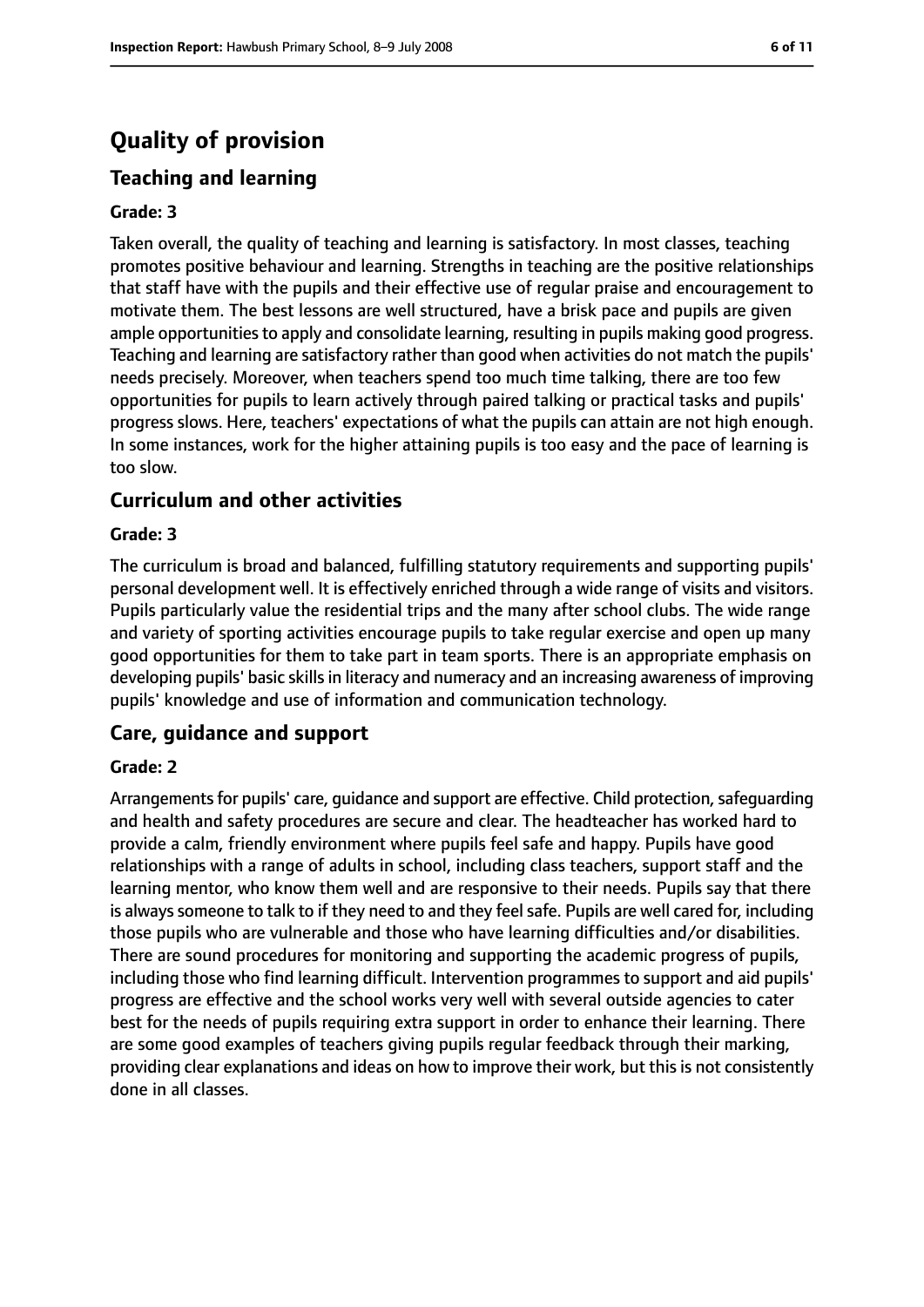# Quality of provision

## Teaching and learning

### Grade: 3

Taken overall, the quality of teaching and learning is satisfactory. In most classes, teaching promotes positive behaviour and learning. Strengths in teaching are the positive relationships that staff have with the pupils and their effective use of regular praise and encouragement to motivate them. The best lessons are well structured, have a brisk pace and pupils are given ample opportunities to apply and consolidate learning, resulting in pupils making good progress. Teaching and learning are satisfactory rather than good when activities do not match the pupils' needs precisely. Moreover, when teachers spend too much time talking, there are too few opportunities for pupils to learn actively through paired talking or practical tasks and pupils' progress slows. Here, teachers' expectations of what the pupils can attain are not high enough. In some instances, work for the higher attaining pupils is too easy and the pace of learning is too slow.

## Curriculum and other activities

### Grade: 3

The curriculum is broad and balanced, fulfilling statutory requirements and supporting pupils' personal development well. It is effectively enriched through a wide range of visits and visitors. Pupils particularly value the residential trips and the many after school clubs. The wide range and variety of sporting activities encourage pupils to take regular exercise and open up many good opportunities for them to take part in team sports. There is an appropriate emphasis on developing pupils' basic skills in literacy and numeracy and an increasing awareness of improving pupils' knowledge and use of information and communication technology.

## Care, guidance and support

### Grade: 2

Arrangements for pupils' care, guidance and support are effective. Child protection, safeguarding and health and safety procedures are secure and clear. The headteacher has worked hard to provide a calm, friendly environment where pupils feel safe and happy. Pupils have good relationships with a range of adults in school, including class teachers, support staff and the learning mentor, who know them well and are responsive to their needs. Pupils say that there is always someone to talk to if they need to and they feel safe. Pupils are well cared for, including those pupils who are vulnerable and those who have learning difficulties and/or disabilities. There are sound procedures for monitoring and supporting the academic progress of pupils, including those who find learning difficult. Intervention programmes to support and aid pupils' progress are effective and the school works very well with several outside agencies to cater best for the needs of pupils requiring extra support in order to enhance their learning. There are some good examples of teachers giving pupils regular feedback through their marking, providing clear explanations and ideas on how to improve their work, but this is not consistently done in all classes.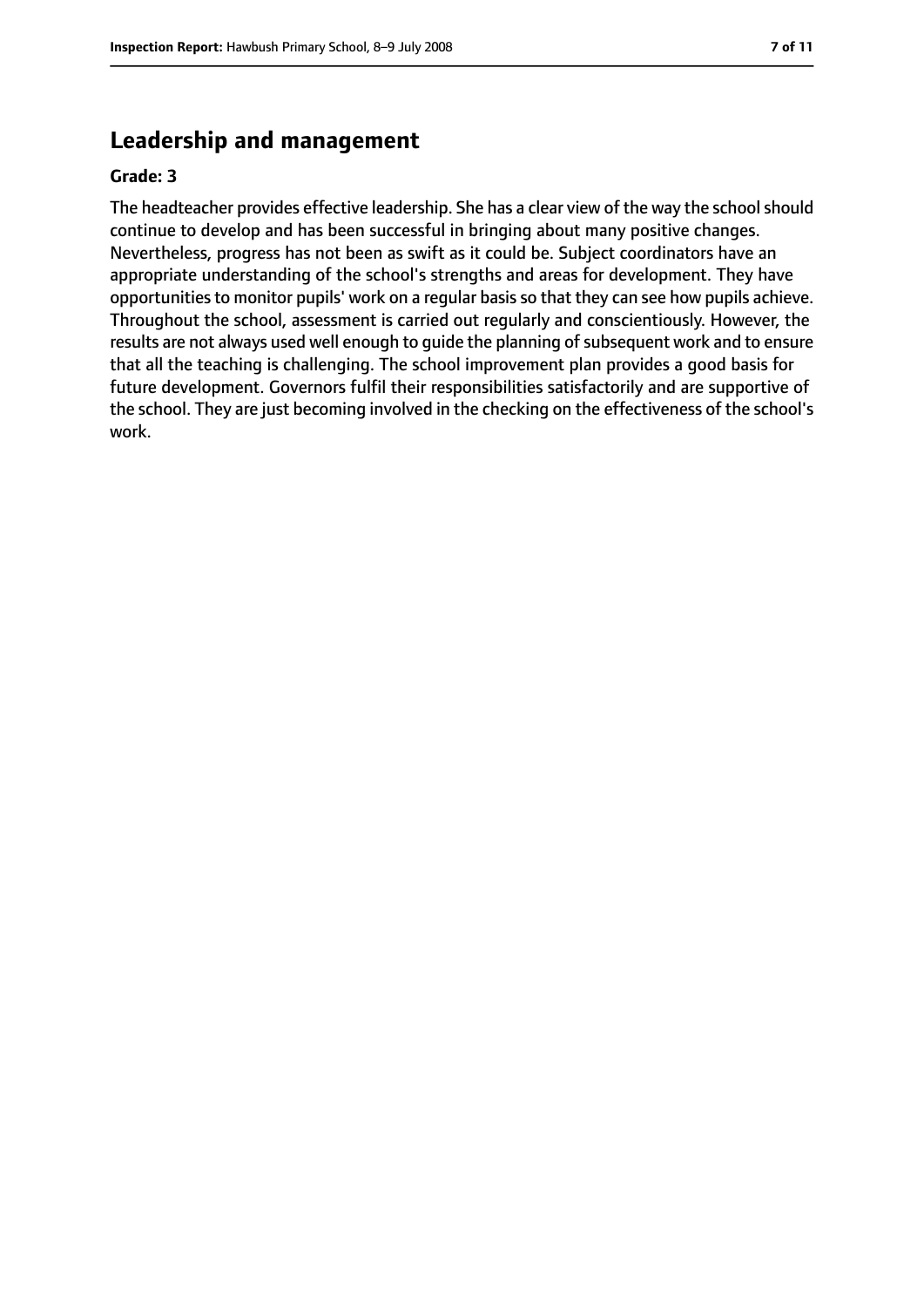## Leadership and management

**Grade: 3**

The headteacher provides effective leadership. She has a clear view of the way the school should continue to develop and has been successful in bringing about many positive changes. Nevertheless, progress has not been as swift as it could be. Subject coordinators have an appropriate understanding of the school's strengths and areas for development. They have opportunities to monitor pupils' work on a regular basis so that they can see how pupils achieve. Throughout the school, assessment is carried out regularly and conscientiously. However, the results are not always used well enough to guide the planning of subsequent work and to ensure that all the teaching is challenging. The school improvement plan provides a good basis for future development. Governors fulfil their responsibilities satisfactorily and are supportive of the school. They are just becoming involved in the checking on the effectiveness of the school's work.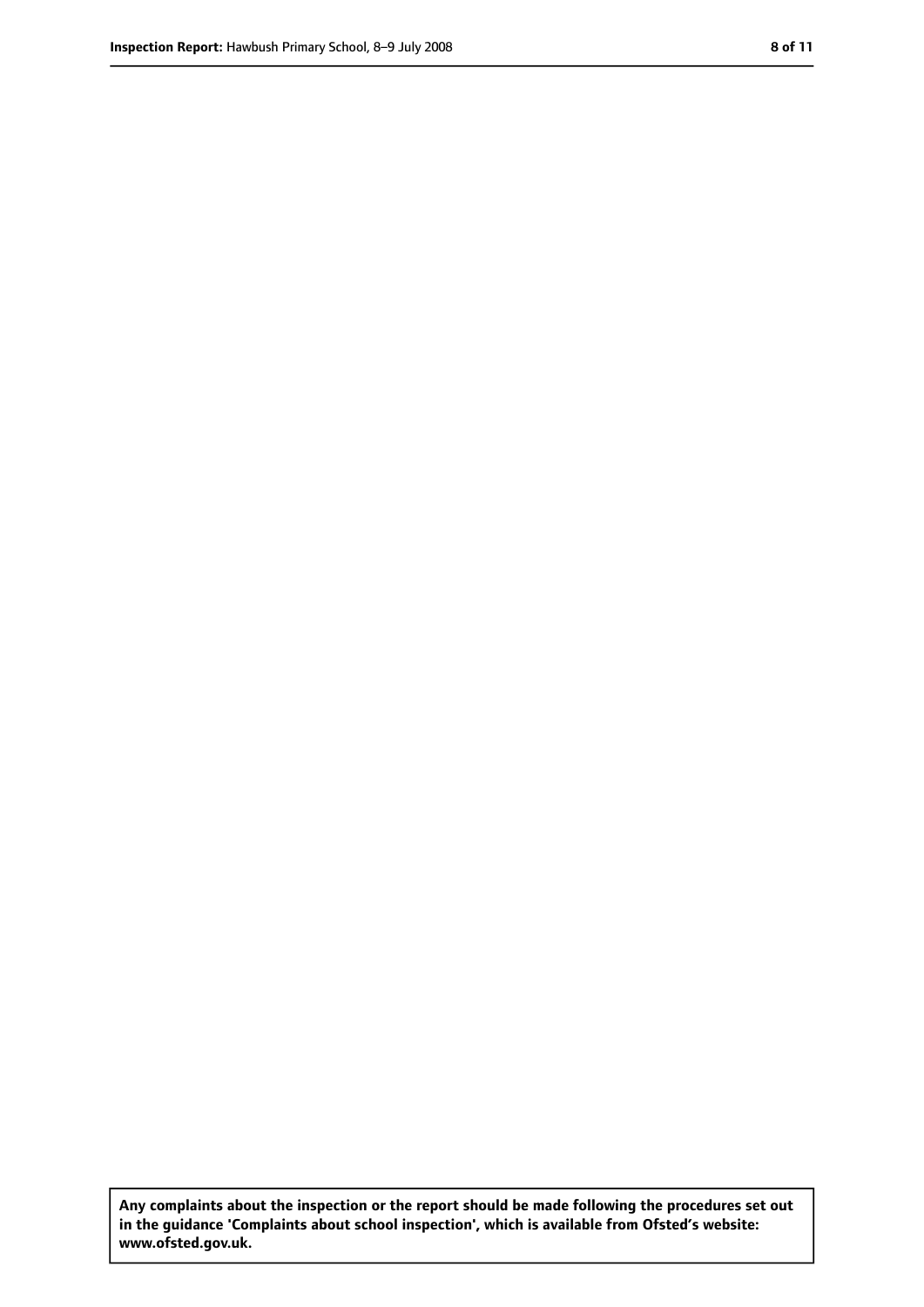**Any complaints about the inspection or the report should be made following the procedures set out in the guidance 'Complaints about school inspection', which is available from Ofsted's website: www.ofsted.gov.uk.**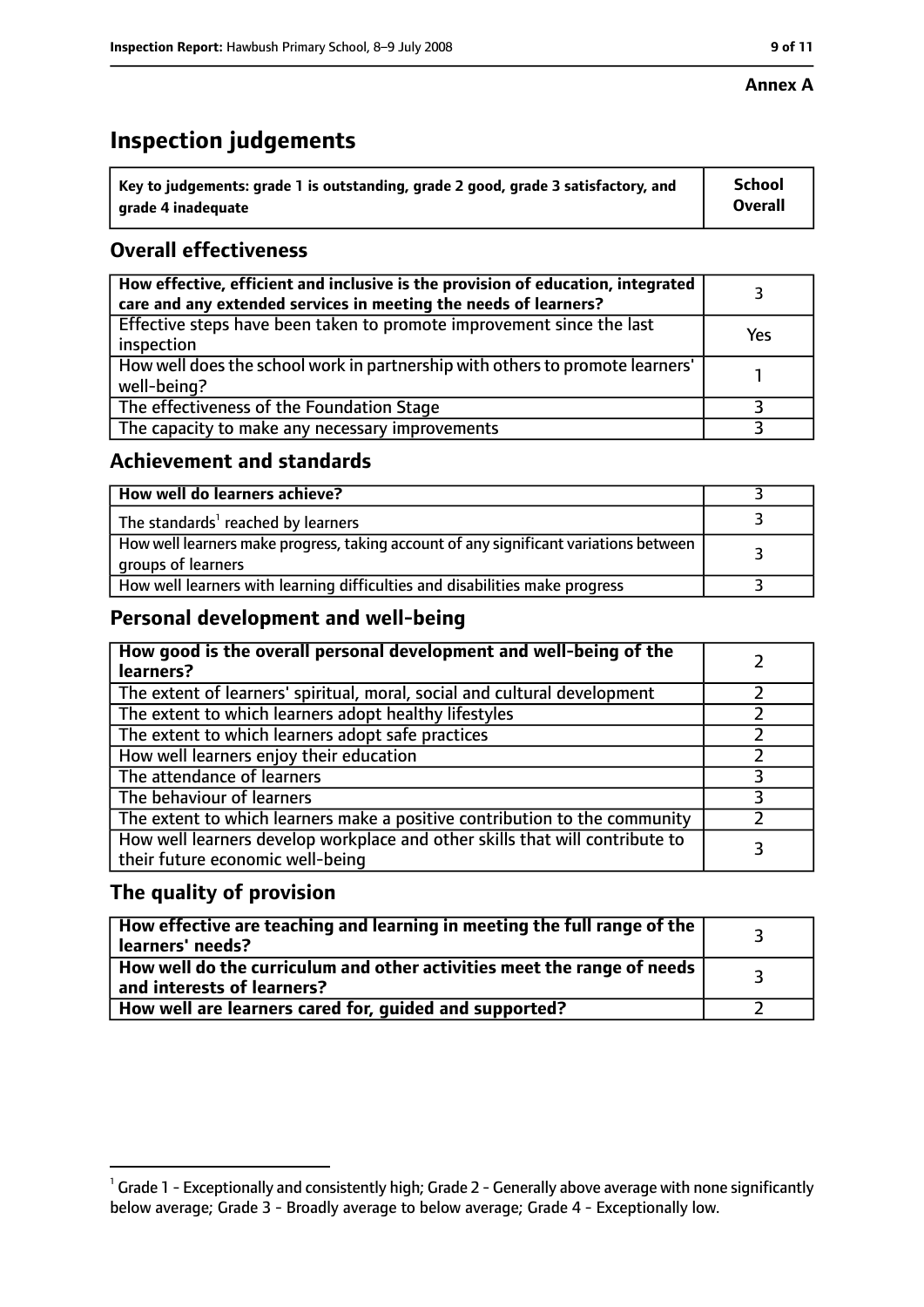**Annex A**

# Inspection judgements

| Key to judgements: grade 1 is outstanding, grade 2 good, grade 3 satisfactory, and grade 4 inadequate | School Overall |
|---|---|

## Overall effectiveness

| | |
|---|---|
| **How effective, efficient and inclusive is the provision of education, integrated care and any extended services in meeting the needs of learners?** | 3 |
| Effective steps have been taken to promote improvement since the last inspection | Yes |
| How well does the school work in partnership with others to promote learners' well-being? | 1 |
| The effectiveness of the Foundation Stage | 3 |
| The capacity to make any necessary improvements | 3 |

## Achievement and standards

| | |
|---|---|
| **How well do learners achieve?** | 3 |
| The standards[1] reached by learners | 3 |
| How well learners make progress, taking account of any significant variations between groups of learners | 3 |
| How well learners with learning difficulties and disabilities make progress | 3 |

## Personal development and well-being

| | |
|---|---|
| **How good is the overall personal development and well-being of the learners?** | 2 |
| The extent of learners' spiritual, moral, social and cultural development | 2 |
| The extent to which learners adopt healthy lifestyles | 2 |
| The extent to which learners adopt safe practices | 2 |
| How well learners enjoy their education | 2 |
| The attendance of learners | 3 |
| The behaviour of learners | 3 |
| The extent to which learners make a positive contribution to the community | 2 |
| How well learners develop workplace and other skills that will contribute to their future economic well-being | 3 |

## The quality of provision

| | |
|---|---|
| **How effective are teaching and learning in meeting the full range of the learners' needs?** | 3 |
| **How well do the curriculum and other activities meet the range of needs and interests of learners?** | 3 |
| **How well are learners cared for, guided and supported?** | 2 |

[1] Grade 1 - Exceptionally and consistently high; Grade 2 - Generally above average with none significantly below average; Grade 3 - Broadly average to below average; Grade 4 - Exceptionally low.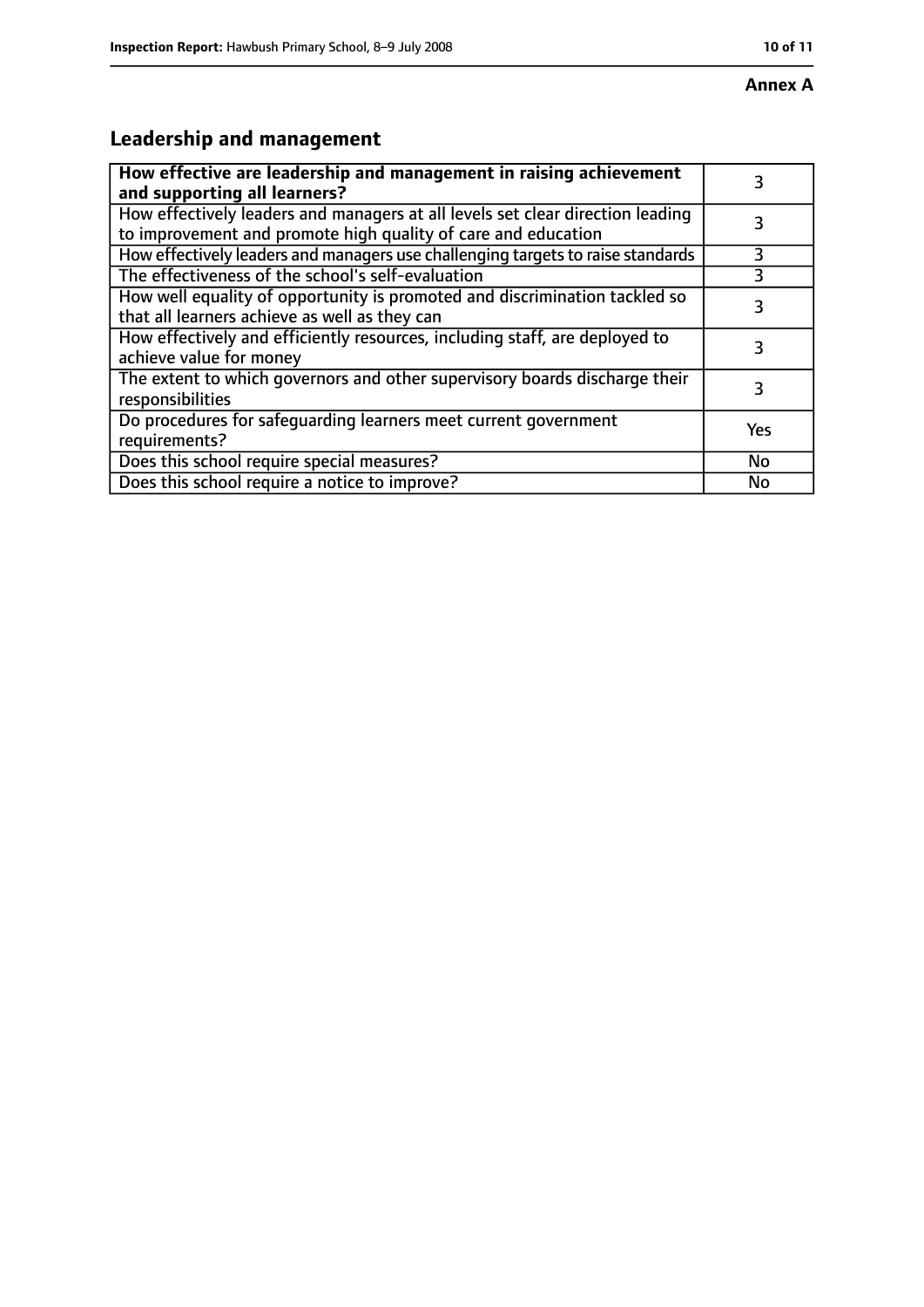**Annex A**

## Leadership and management

| **How effective are leadership and management in raising achievement and supporting all learners?** | 3 |
|---|---|
| How effectively leaders and managers at all levels set clear direction leading to improvement and promote high quality of care and education | 3 |
| How effectively leaders and managers use challenging targets to raise standards | 3 |
| The effectiveness of the school's self-evaluation | 3 |
| How well equality of opportunity is promoted and discrimination tackled so that all learners achieve as well as they can | 3 |
| How effectively and efficiently resources, including staff, are deployed to achieve value for money | 3 |
| The extent to which governors and other supervisory boards discharge their responsibilities | 3 |
| Do procedures for safeguarding learners meet current government requirements? | Yes |
| Does this school require special measures? | No |
| Does this school require a notice to improve? | No |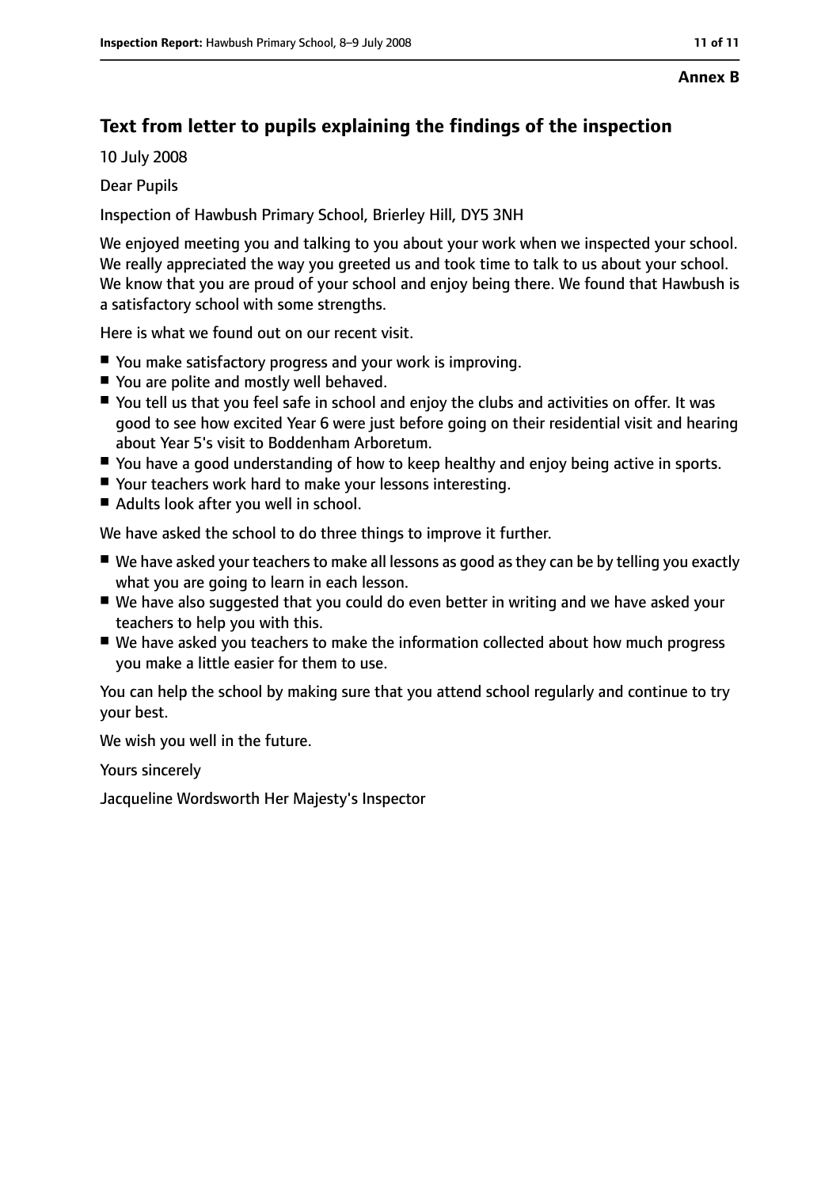**Annex B**

## Text from letter to pupils explaining the findings of the inspection

10 July 2008

Dear Pupils

Inspection of Hawbush Primary School, Brierley Hill, DY5 3NH

We enjoyed meeting you and talking to you about your work when we inspected your school. We really appreciated the way you greeted us and took time to talk to us about your school. We know that you are proud of your school and enjoy being there. We found that Hawbush is a satisfactory school with some strengths.

Here is what we found out on our recent visit.

- You make satisfactory progress and your work is improving.
- You are polite and mostly well behaved.
- You tell us that you feel safe in school and enjoy the clubs and activities on offer. It was good to see how excited Year 6 were just before going on their residential visit and hearing about Year 5's visit to Boddenham Arboretum.
- You have a good understanding of how to keep healthy and enjoy being active in sports.
- Your teachers work hard to make your lessons interesting.
- Adults look after you well in school.

We have asked the school to do three things to improve it further.

- We have asked your teachers to make all lessons as good as they can be by telling you exactly what you are going to learn in each lesson.
- We have also suggested that you could do even better in writing and we have asked your teachers to help you with this.
- We have asked you teachers to make the information collected about how much progress you make a little easier for them to use.

You can help the school by making sure that you attend school regularly and continue to try your best.

We wish you well in the future.

Yours sincerely

Jacqueline Wordsworth Her Majesty's Inspector